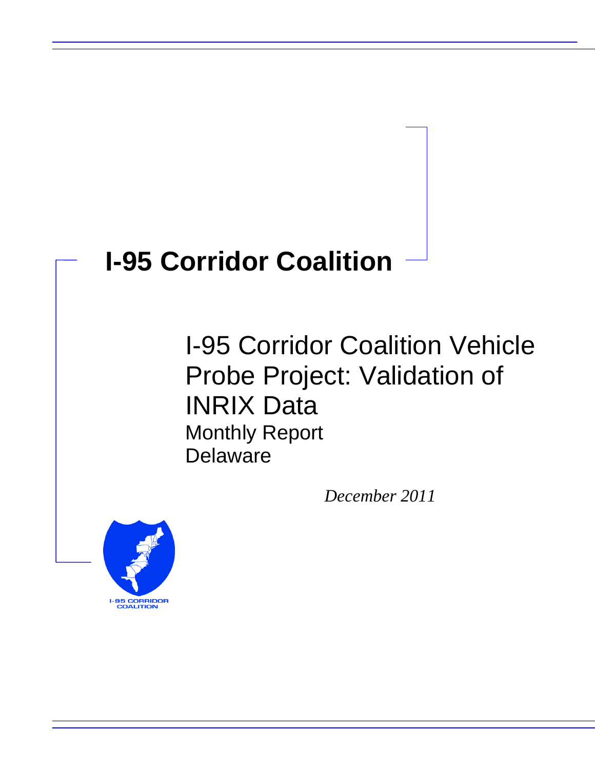# I-95 Corridor Coalition

## I-95 Corridor Coalition Vehicle Probe Project: Validation of INRIX Data

### Monthly Report

### Delaware

*December 2011*

I-95 CORRIDOR COALITION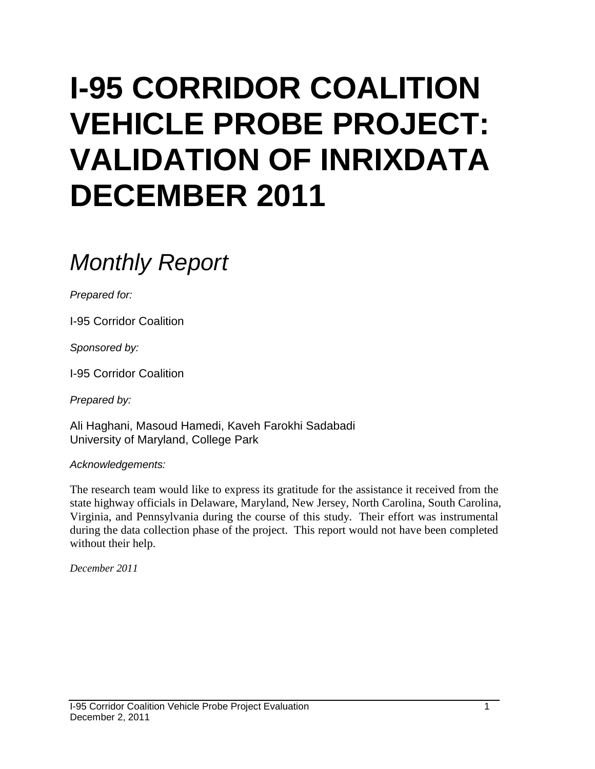# I-95 CORRIDOR COALITION VEHICLE PROBE PROJECT: VALIDATION OF INRIXDATA DECEMBER 2011

## *Monthly Report*

*Prepared for:*

I-95 Corridor Coalition

*Sponsored by:*

I-95 Corridor Coalition

*Prepared by:*

Ali Haghani, Masoud Hamedi, Kaveh Farokhi Sadabadi
University of Maryland, College Park

*Acknowledgements:*

The research team would like to express its gratitude for the assistance it received from the state highway officials in Delaware, Maryland, New Jersey, North Carolina, South Carolina, Virginia, and Pennsylvania during the course of this study. Their effort was instrumental during the data collection phase of the project. This report would not have been completed without their help.

*December 2011*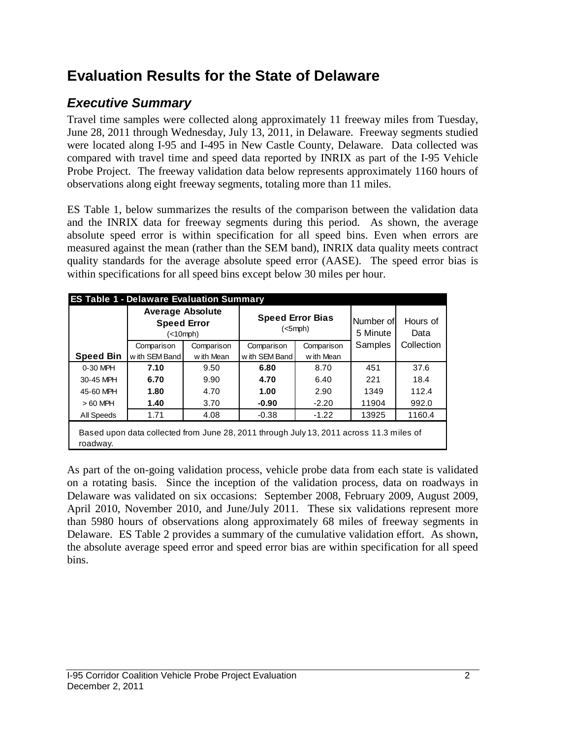# Evaluation Results for the State of Delaware

## *Executive Summary*

Travel time samples were collected along approximately 11 freeway miles from Tuesday, June 28, 2011 through Wednesday, July 13, 2011, in Delaware. Freeway segments studied were located along I-95 and I-495 in New Castle County, Delaware. Data collected was compared with travel time and speed data reported by INRIX as part of the I-95 Vehicle Probe Project. The freeway validation data below represents approximately 1160 hours of observations along eight freeway segments, totaling more than 11 miles.

ES Table 1, below summarizes the results of the comparison between the validation data and the INRIX data for freeway segments during this period. As shown, the average absolute speed error is within specification for all speed bins. Even when errors are measured against the mean (rather than the SEM band), INRIX data quality meets contract quality standards for the average absolute speed error (AASE). The speed error bias is within specifications for all speed bins except below 30 miles per hour.

**ES Table 1 - Delaware Evaluation Summary**

| | **Average Absolute Speed Error** (<10mph) | | **Speed Error Bias** (<5mph) | | Number of 5 Minute Samples | Hours of Data Collection |
|---|---|---|---|---|---|---|
| **Speed Bin** | Comparison with SEM Band | Comparison with Mean | Comparison with SEM Band | Comparison with Mean | | |
| 0-30 MPH | **7.10** | 9.50 | **6.80** | 8.70 | 451 | 37.6 |
| 30-45 MPH | **6.70** | 9.90 | **4.70** | 6.40 | 221 | 18.4 |
| 45-60 MPH | **1.80** | 4.70 | **1.00** | 2.90 | 1349 | 112.4 |
| > 60 MPH | **1.40** | 3.70 | **-0.90** | -2.20 | 11904 | 992.0 |
| All Speeds | 1.71 | 4.08 | -0.38 | -1.22 | 13925 | 1160.4 |

Based upon data collected from June 28, 2011 through July 13, 2011 across 11.3 miles of roadway.

As part of the on-going validation process, vehicle probe data from each state is validated on a rotating basis. Since the inception of the validation process, data on roadways in Delaware was validated on six occasions: September 2008, February 2009, August 2009, April 2010, November 2010, and June/July 2011. These six validations represent more than 5980 hours of observations along approximately 68 miles of freeway segments in Delaware. ES Table 2 provides a summary of the cumulative validation effort. As shown, the absolute average speed error and speed error bias are within specification for all speed bins.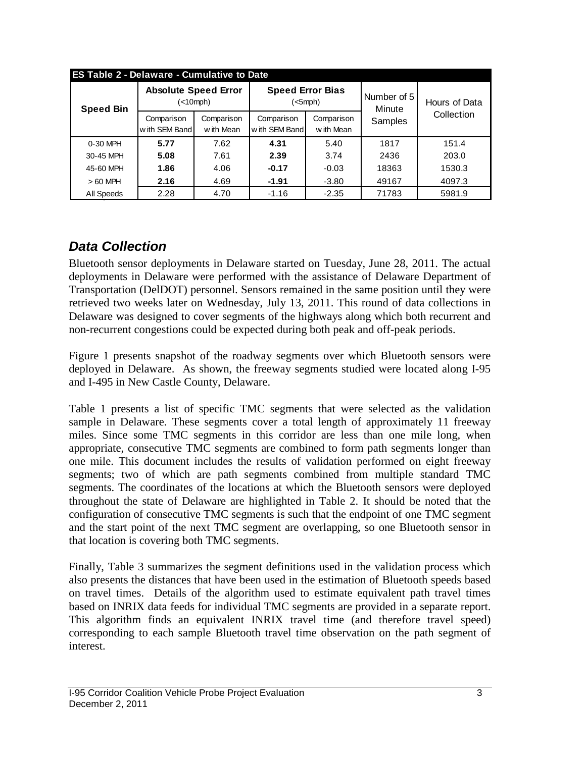| ES Table 2 - Delaware - Cumulative to Date | | | | | | |
|---|---|---|---|---|---|---|
| **Speed Bin** | **Absolute Speed Error** (<10mph) | | **Speed Error Bias** (<5mph) | | Number of 5 Minute Samples | Hours of Data Collection |
| | Comparison with SEM Band | Comparison with Mean | Comparison with SEM Band | Comparison with Mean | | |
| 0-30 MPH | **5.77** | 7.62 | **4.31** | 5.40 | 1817 | 151.4 |
| 30-45 MPH | **5.08** | 7.61 | **2.39** | 3.74 | 2436 | 203.0 |
| 45-60 MPH | **1.86** | 4.06 | **-0.17** | -0.03 | 18363 | 1530.3 |
| > 60 MPH | **2.16** | 4.69 | **-1.91** | -3.80 | 49167 | 4097.3 |
| All Speeds | 2.28 | 4.70 | -1.16 | -2.35 | 71783 | 5981.9 |

## *Data Collection*

Bluetooth sensor deployments in Delaware started on Tuesday, June 28, 2011. The actual deployments in Delaware were performed with the assistance of Delaware Department of Transportation (DelDOT) personnel. Sensors remained in the same position until they were retrieved two weeks later on Wednesday, July 13, 2011. This round of data collections in Delaware was designed to cover segments of the highways along which both recurrent and non-recurrent congestions could be expected during both peak and off-peak periods.

Figure 1 presents snapshot of the roadway segments over which Bluetooth sensors were deployed in Delaware. As shown, the freeway segments studied were located along I-95 and I-495 in New Castle County, Delaware.

Table 1 presents a list of specific TMC segments that were selected as the validation sample in Delaware. These segments cover a total length of approximately 11 freeway miles. Since some TMC segments in this corridor are less than one mile long, when appropriate, consecutive TMC segments are combined to form path segments longer than one mile. This document includes the results of validation performed on eight freeway segments; two of which are path segments combined from multiple standard TMC segments. The coordinates of the locations at which the Bluetooth sensors were deployed throughout the state of Delaware are highlighted in Table 2. It should be noted that the configuration of consecutive TMC segments is such that the endpoint of one TMC segment and the start point of the next TMC segment are overlapping, so one Bluetooth sensor in that location is covering both TMC segments.

Finally, Table 3 summarizes the segment definitions used in the validation process which also presents the distances that have been used in the estimation of Bluetooth speeds based on travel times. Details of the algorithm used to estimate equivalent path travel times based on INRIX data feeds for individual TMC segments are provided in a separate report. This algorithm finds an equivalent INRIX travel time (and therefore travel speed) corresponding to each sample Bluetooth travel time observation on the path segment of interest.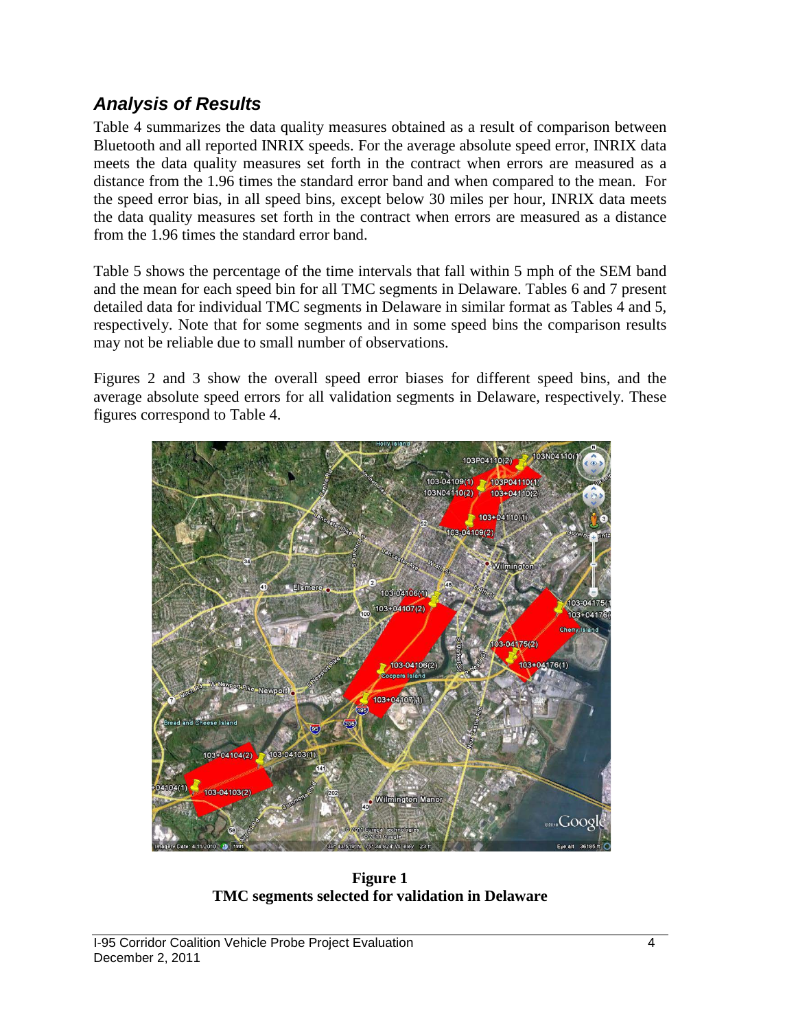## *Analysis of Results*

Table 4 summarizes the data quality measures obtained as a result of comparison between Bluetooth and all reported INRIX speeds. For the average absolute speed error, INRIX data meets the data quality measures set forth in the contract when errors are measured as a distance from the 1.96 times the standard error band and when compared to the mean. For the speed error bias, in all speed bins, except below 30 miles per hour, INRIX data meets the data quality measures set forth in the contract when errors are measured as a distance from the 1.96 times the standard error band.

Table 5 shows the percentage of the time intervals that fall within 5 mph of the SEM band and the mean for each speed bin for all TMC segments in Delaware. Tables 6 and 7 present detailed data for individual TMC segments in Delaware in similar format as Tables 4 and 5, respectively. Note that for some segments and in some speed bins the comparison results may not be reliable due to small number of observations.

Figures 2 and 3 show the overall speed error biases for different speed bins, and the average absolute speed errors for all validation segments in Delaware, respectively. These figures correspond to Table 4.

**Figure 1**
**TMC segments selected for validation in Delaware**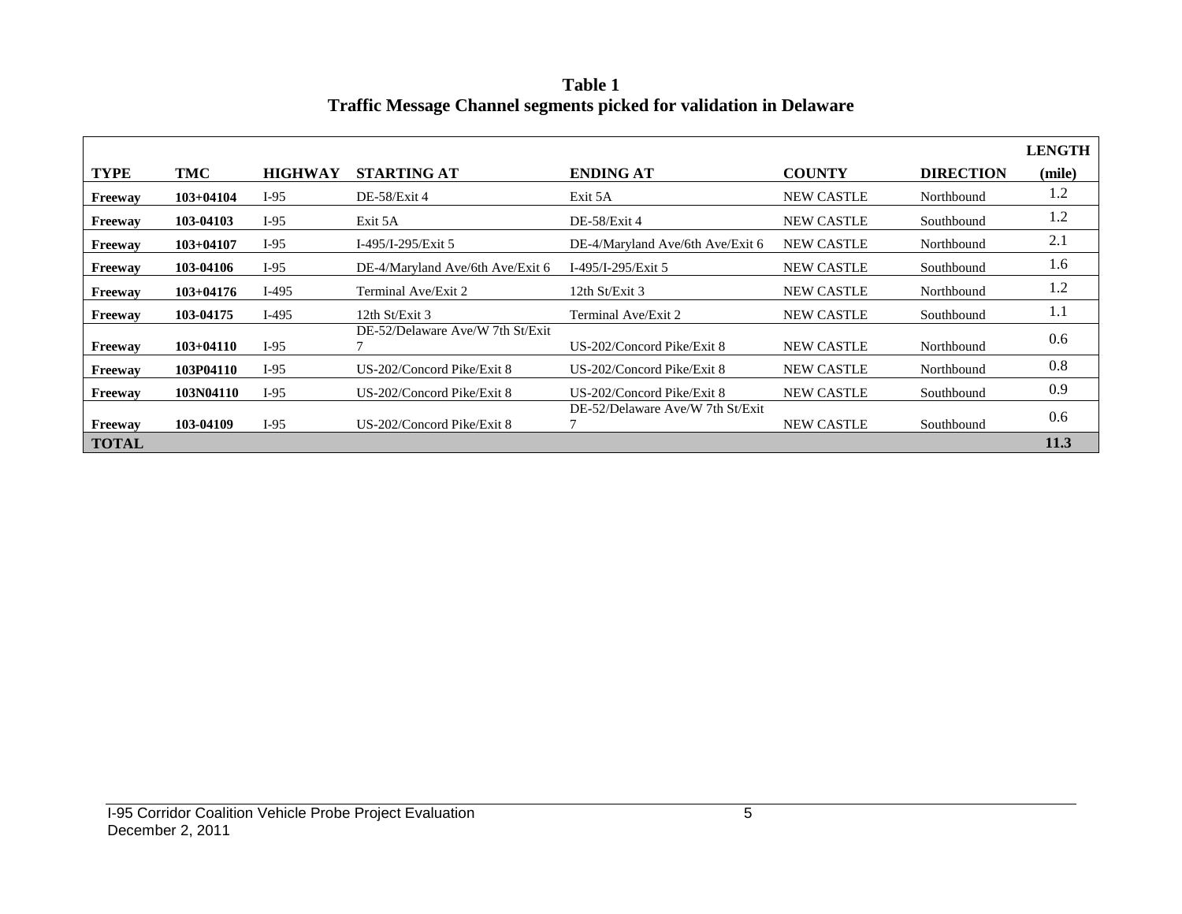**Table 1**
**Traffic Message Channel segments picked for validation in Delaware**

| TYPE | TMC | HIGHWAY | STARTING AT | ENDING AT | COUNTY | DIRECTION | LENGTH (mile) |
|---|---|---|---|---|---|---|---|
| **Freeway** | **103+04104** | I-95 | DE-58/Exit 4 | Exit 5A | NEW CASTLE | Northbound | 1.2 |
| **Freeway** | **103-04103** | I-95 | Exit 5A | DE-58/Exit 4 | NEW CASTLE | Southbound | 1.2 |
| **Freeway** | **103+04107** | I-95 | I-495/I-295/Exit 5 | DE-4/Maryland Ave/6th Ave/Exit 6 | NEW CASTLE | Northbound | 2.1 |
| **Freeway** | **103-04106** | I-95 | DE-4/Maryland Ave/6th Ave/Exit 6 | I-495/I-295/Exit 5 | NEW CASTLE | Southbound | 1.6 |
| **Freeway** | **103+04176** | I-495 | Terminal Ave/Exit 2 | 12th St/Exit 3 | NEW CASTLE | Northbound | 1.2 |
| **Freeway** | **103-04175** | I-495 | 12th St/Exit 3 | Terminal Ave/Exit 2 | NEW CASTLE | Southbound | 1.1 |
| **Freeway** | **103+04110** | I-95 | DE-52/Delaware Ave/W 7th St/Exit 7 | US-202/Concord Pike/Exit 8 | NEW CASTLE | Northbound | 0.6 |
| **Freeway** | **103P04110** | I-95 | US-202/Concord Pike/Exit 8 | US-202/Concord Pike/Exit 8 | NEW CASTLE | Northbound | 0.8 |
| **Freeway** | **103N04110** | I-95 | US-202/Concord Pike/Exit 8 | US-202/Concord Pike/Exit 8 | NEW CASTLE | Southbound | 0.9 |
| **Freeway** | **103-04109** | I-95 | US-202/Concord Pike/Exit 8 | DE-52/Delaware Ave/W 7th St/Exit 7 | NEW CASTLE | Southbound | 0.6 |
| **TOTAL** | | | | | | | **11.3** |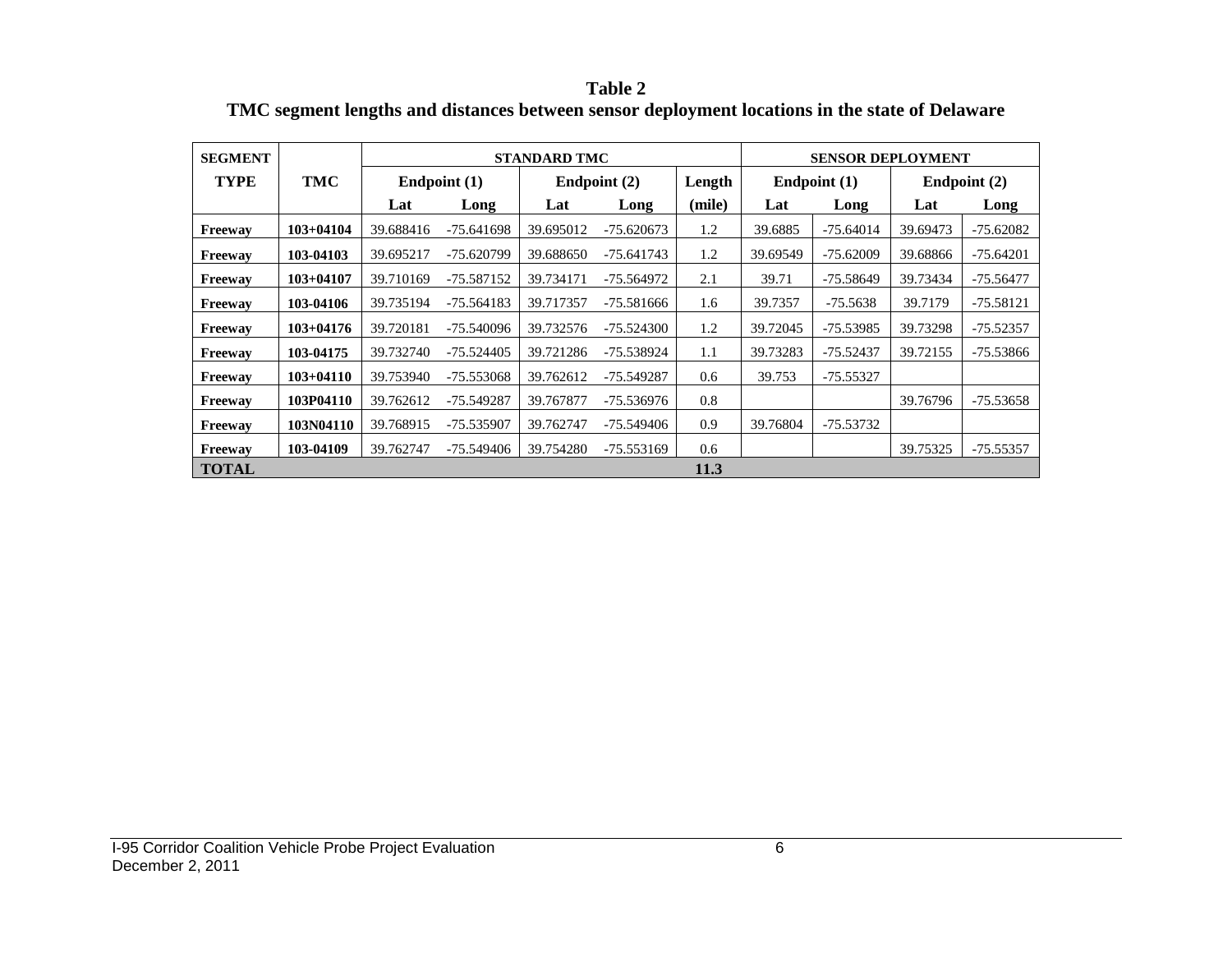**Table 2**
**TMC segment lengths and distances between sensor deployment locations in the state of Delaware**

| SEGMENT TYPE | TMC | STANDARD TMC | | | | | SENSOR DEPLOYMENT | | | |
|---|---|---|---|---|---|---|---|---|---|---|
| | | Endpoint (1) | | Endpoint (2) | | Length | Endpoint (1) | | Endpoint (2) | |
| | | Lat | Long | Lat | Long | (mile) | Lat | Long | Lat | Long |
| **Freeway** | **103+04104** | 39.688416 | -75.641698 | 39.695012 | -75.620673 | 1.2 | 39.6885 | -75.64014 | 39.69473 | -75.62082 |
| **Freeway** | **103-04103** | 39.695217 | -75.620799 | 39.688650 | -75.641743 | 1.2 | 39.69549 | -75.62009 | 39.68866 | -75.64201 |
| **Freeway** | **103+04107** | 39.710169 | -75.587152 | 39.734171 | -75.564972 | 2.1 | 39.71 | -75.58649 | 39.73434 | -75.56477 |
| **Freeway** | **103-04106** | 39.735194 | -75.564183 | 39.717357 | -75.581666 | 1.6 | 39.7357 | -75.5638 | 39.7179 | -75.58121 |
| **Freeway** | **103+04176** | 39.720181 | -75.540096 | 39.732576 | -75.524300 | 1.2 | 39.72045 | -75.53985 | 39.73298 | -75.52357 |
| **Freeway** | **103-04175** | 39.732740 | -75.524405 | 39.721286 | -75.538924 | 1.1 | 39.73283 | -75.52437 | 39.72155 | -75.53866 |
| **Freeway** | **103+04110** | 39.753940 | -75.553068 | 39.762612 | -75.549287 | 0.6 | 39.753 | -75.55327 | | |
| **Freeway** | **103P04110** | 39.762612 | -75.549287 | 39.767877 | -75.536976 | 0.8 | | | 39.76796 | -75.53658 |
| **Freeway** | **103N04110** | 39.768915 | -75.535907 | 39.762747 | -75.549406 | 0.9 | 39.76804 | -75.53732 | | |
| **Freeway** | **103-04109** | 39.762747 | -75.549406 | 39.754280 | -75.553169 | 0.6 | | | 39.75325 | -75.55357 |
| **TOTAL** | | | | | | **11.3** | | | | |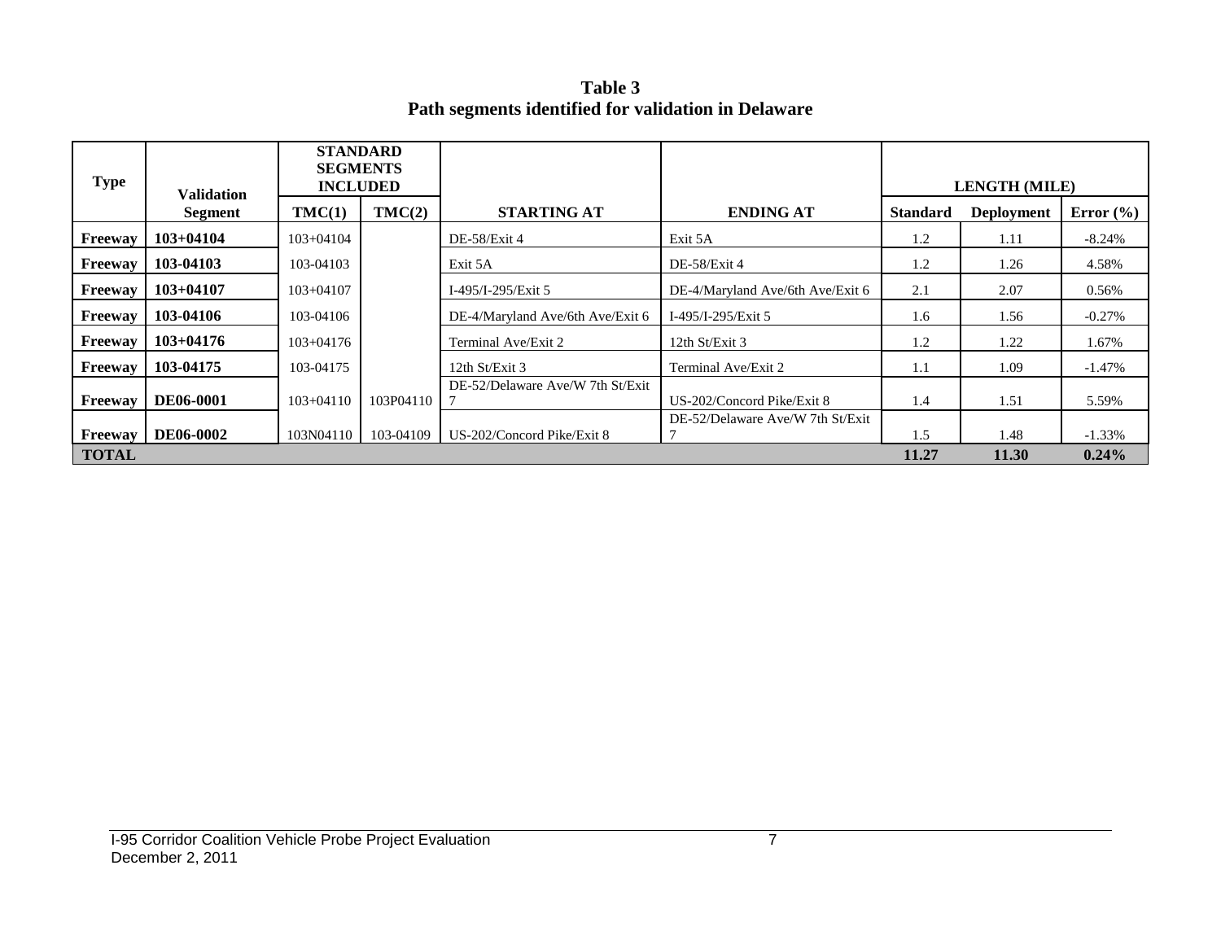**Table 3**
**Path segments identified for validation in Delaware**

| Type | Validation Segment | STANDARD SEGMENTS INCLUDED | | STARTING AT | ENDING AT | LENGTH (MILE) | | |
|---|---|---|---|---|---|---|---|---|
| | | TMC(1) | TMC(2) | | | Standard | Deployment | Error (%) |
| **Freeway** | **103+04104** | 103+04104 | | DE-58/Exit 4 | Exit 5A | 1.2 | 1.11 | -8.24% |
| **Freeway** | **103-04103** | 103-04103 | | Exit 5A | DE-58/Exit 4 | 1.2 | 1.26 | 4.58% |
| **Freeway** | **103+04107** | 103+04107 | | I-495/I-295/Exit 5 | DE-4/Maryland Ave/6th Ave/Exit 6 | 2.1 | 2.07 | 0.56% |
| **Freeway** | **103-04106** | 103-04106 | | DE-4/Maryland Ave/6th Ave/Exit 6 | I-495/I-295/Exit 5 | 1.6 | 1.56 | -0.27% |
| **Freeway** | **103+04176** | 103+04176 | | Terminal Ave/Exit 2 | 12th St/Exit 3 | 1.2 | 1.22 | 1.67% |
| **Freeway** | **103-04175** | 103-04175 | | 12th St/Exit 3 | Terminal Ave/Exit 2 | 1.1 | 1.09 | -1.47% |
| **Freeway** | **DE06-0001** | 103+04110 | 103P04110 | DE-52/Delaware Ave/W 7th St/Exit 7 | US-202/Concord Pike/Exit 8 | 1.4 | 1.51 | 5.59% |
| **Freeway** | **DE06-0002** | 103N04110 | 103-04109 | US-202/Concord Pike/Exit 8 | DE-52/Delaware Ave/W 7th St/Exit 7 | 1.5 | 1.48 | -1.33% |
| **TOTAL** | | | | | | **11.27** | **11.30** | **0.24%** |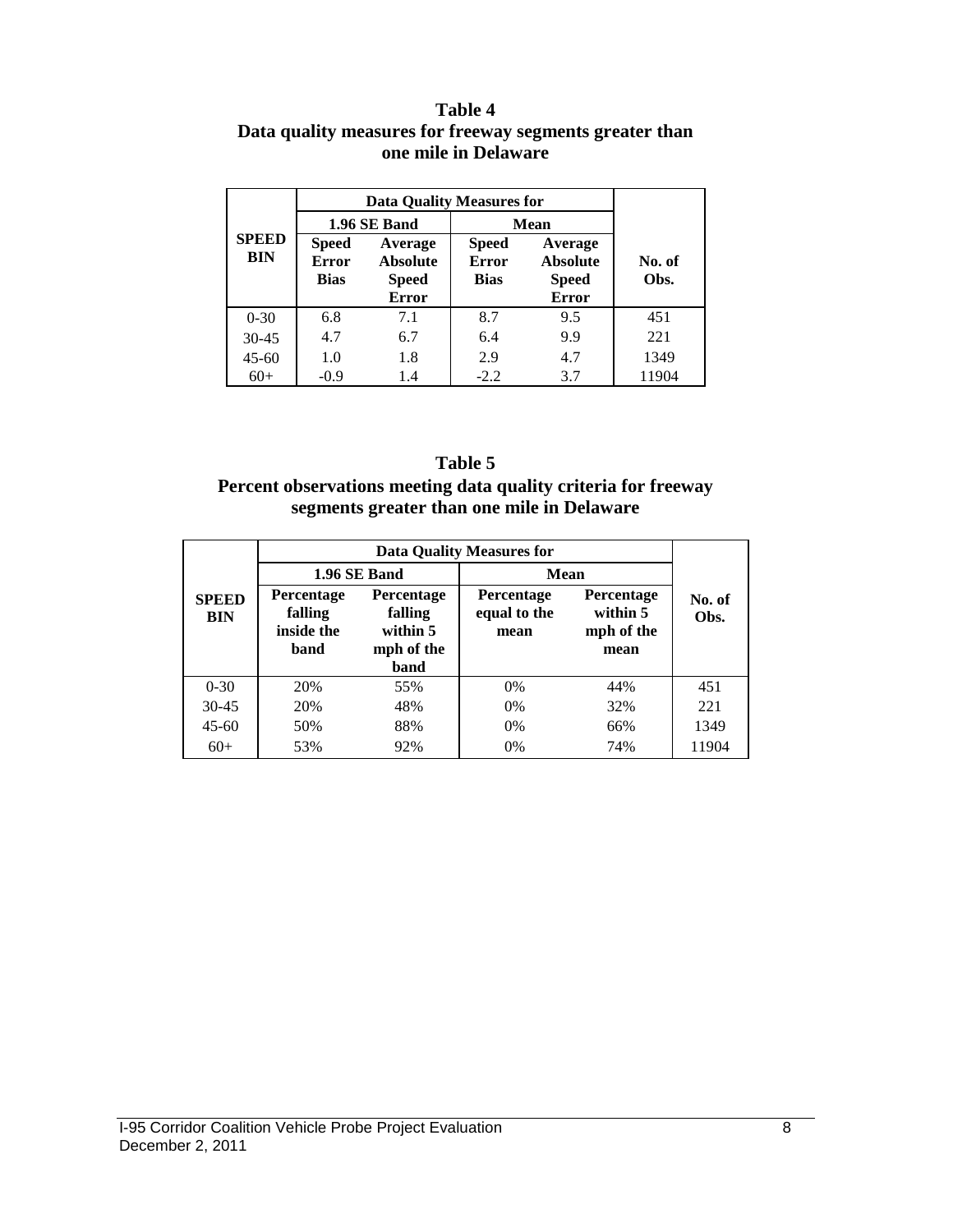**Table 4**
**Data quality measures for freeway segments greater than one mile in Delaware**

| SPEED BIN | Data Quality Measures for | | | | No. of Obs. |
|---|---|---|---|---|---|
| | 1.96 SE Band | | Mean | | |
| | Speed Error Bias | Average Absolute Speed Error | Speed Error Bias | Average Absolute Speed Error | |
| 0-30 | 6.8 | 7.1 | 8.7 | 9.5 | 451 |
| 30-45 | 4.7 | 6.7 | 6.4 | 9.9 | 221 |
| 45-60 | 1.0 | 1.8 | 2.9 | 4.7 | 1349 |
| 60+ | -0.9 | 1.4 | -2.2 | 3.7 | 11904 |

**Table 5**
**Percent observations meeting data quality criteria for freeway segments greater than one mile in Delaware**

| SPEED BIN | Data Quality Measures for | | | | No. of Obs. |
|---|---|---|---|---|---|
| | 1.96 SE Band | | Mean | | |
| | Percentage falling inside the band | Percentage falling within 5 mph of the band | Percentage equal to the mean | Percentage within 5 mph of the mean | |
| 0-30 | 20% | 55% | 0% | 44% | 451 |
| 30-45 | 20% | 48% | 0% | 32% | 221 |
| 45-60 | 50% | 88% | 0% | 66% | 1349 |
| 60+ | 53% | 92% | 0% | 74% | 11904 |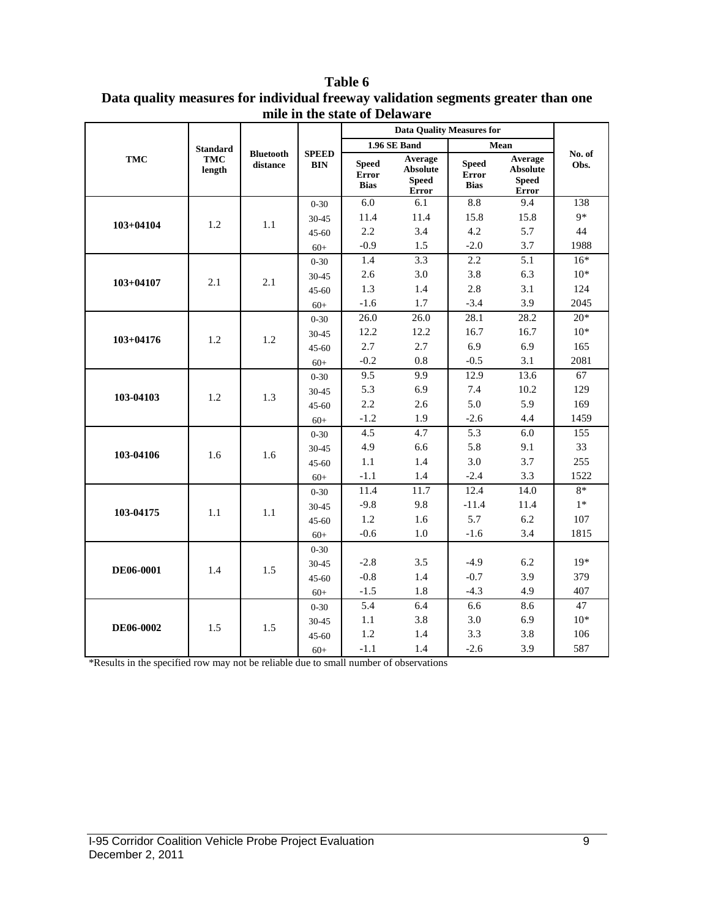**Table 6**
**Data quality measures for individual freeway validation segments greater than one mile in the state of Delaware**

| TMC | Standard TMC length | Bluetooth distance | SPEED BIN | Data Quality Measures for | | | | No. of Obs. |
|---|---|---|---|---|---|---|---|---|
| | | | | 1.96 SE Band | | Mean | | |
| | | | | Speed Error Bias | Average Absolute Speed Error | Speed Error Bias | Average Absolute Speed Error | |
| 103+04104 | 1.2 | 1.1 | 0-30 | 6.0 | 6.1 | 8.8 | 9.4 | 138 |
| | | | 30-45 | 11.4 | 11.4 | 15.8 | 15.8 | 9* |
| | | | 45-60 | 2.2 | 3.4 | 4.2 | 5.7 | 44 |
| | | | 60+ | -0.9 | 1.5 | -2.0 | 3.7 | 1988 |
| 103+04107 | 2.1 | 2.1 | 0-30 | 1.4 | 3.3 | 2.2 | 5.1 | 16* |
| | | | 30-45 | 2.6 | 3.0 | 3.8 | 6.3 | 10* |
| | | | 45-60 | 1.3 | 1.4 | 2.8 | 3.1 | 124 |
| | | | 60+ | -1.6 | 1.7 | -3.4 | 3.9 | 2045 |
| 103+04176 | 1.2 | 1.2 | 0-30 | 26.0 | 26.0 | 28.1 | 28.2 | 20* |
| | | | 30-45 | 12.2 | 12.2 | 16.7 | 16.7 | 10* |
| | | | 45-60 | 2.7 | 2.7 | 6.9 | 6.9 | 165 |
| | | | 60+ | -0.2 | 0.8 | -0.5 | 3.1 | 2081 |
| 103-04103 | 1.2 | 1.3 | 0-30 | 9.5 | 9.9 | 12.9 | 13.6 | 67 |
| | | | 30-45 | 5.3 | 6.9 | 7.4 | 10.2 | 129 |
| | | | 45-60 | 2.2 | 2.6 | 5.0 | 5.9 | 169 |
| | | | 60+ | -1.2 | 1.9 | -2.6 | 4.4 | 1459 |
| 103-04106 | 1.6 | 1.6 | 0-30 | 4.5 | 4.7 | 5.3 | 6.0 | 155 |
| | | | 30-45 | 4.9 | 6.6 | 5.8 | 9.1 | 33 |
| | | | 45-60 | 1.1 | 1.4 | 3.0 | 3.7 | 255 |
| | | | 60+ | -1.1 | 1.4 | -2.4 | 3.3 | 1522 |
| 103-04175 | 1.1 | 1.1 | 0-30 | 11.4 | 11.7 | 12.4 | 14.0 | 8* |
| | | | 30-45 | -9.8 | 9.8 | -11.4 | 11.4 | 1* |
| | | | 45-60 | 1.2 | 1.6 | 5.7 | 6.2 | 107 |
| | | | 60+ | -0.6 | 1.0 | -1.6 | 3.4 | 1815 |
| DE06-0001 | 1.4 | 1.5 | 0-30 | | | | | |
| | | | 30-45 | -2.8 | 3.5 | -4.9 | 6.2 | 19* |
| | | | 45-60 | -0.8 | 1.4 | -0.7 | 3.9 | 379 |
| | | | 60+ | -1.5 | 1.8 | -4.3 | 4.9 | 407 |
| DE06-0002 | 1.5 | 1.5 | 0-30 | 5.4 | 6.4 | 6.6 | 8.6 | 47 |
| | | | 30-45 | 1.1 | 3.8 | 3.0 | 6.9 | 10* |
| | | | 45-60 | 1.2 | 1.4 | 3.3 | 3.8 | 106 |
| | | | 60+ | -1.1 | 1.4 | -2.6 | 3.9 | 587 |

*Results in the specified row may not be reliable due to small number of observations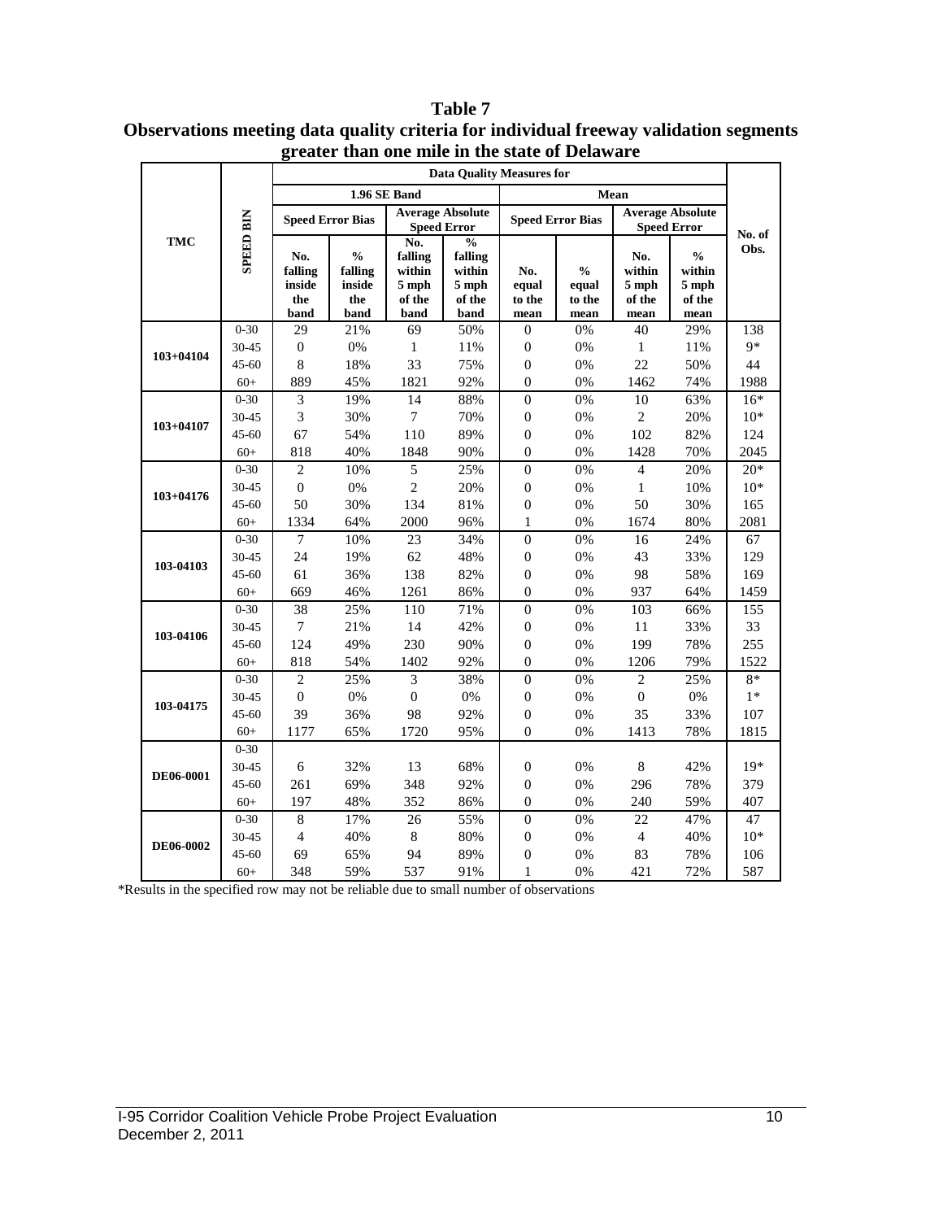**Table 7**
**Observations meeting data quality criteria for individual freeway validation segments greater than one mile in the state of Delaware**

| TMC | SPEED BIN | Data Quality Measures for | | | | | | | | No. of Obs. |
|---|---|---|---|---|---|---|---|---|---|---|
| | | 1.96 SE Band | | | | Mean | | | | |
| | | Speed Error Bias | | Average Absolute Speed Error | | Speed Error Bias | | Average Absolute Speed Error | | |
| | | No. falling inside the band | % falling inside the band | No. falling within 5 mph of the band | % falling within 5 mph of the band | No. equal to the mean | % equal to the mean | No. within 5 mph of the mean | % within 5 mph of the mean | |
| 103+04104 | 0-30 | 29 | 21% | 69 | 50% | 0 | 0% | 40 | 29% | 138 |
| | 30-45 | 0 | 0% | 1 | 11% | 0 | 0% | 1 | 11% | 9* |
| | 45-60 | 8 | 18% | 33 | 75% | 0 | 0% | 22 | 50% | 44 |
| | 60+ | 889 | 45% | 1821 | 92% | 0 | 0% | 1462 | 74% | 1988 |
| 103+04107 | 0-30 | 3 | 19% | 14 | 88% | 0 | 0% | 10 | 63% | 16* |
| | 30-45 | 3 | 30% | 7 | 70% | 0 | 0% | 2 | 20% | 10* |
| | 45-60 | 67 | 54% | 110 | 89% | 0 | 0% | 102 | 82% | 124 |
| | 60+ | 818 | 40% | 1848 | 90% | 0 | 0% | 1428 | 70% | 2045 |
| 103+04176 | 0-30 | 2 | 10% | 5 | 25% | 0 | 0% | 4 | 20% | 20* |
| | 30-45 | 0 | 0% | 2 | 20% | 0 | 0% | 1 | 10% | 10* |
| | 45-60 | 50 | 30% | 134 | 81% | 0 | 0% | 50 | 30% | 165 |
| | 60+ | 1334 | 64% | 2000 | 96% | 1 | 0% | 1674 | 80% | 2081 |
| 103-04103 | 0-30 | 7 | 10% | 23 | 34% | 0 | 0% | 16 | 24% | 67 |
| | 30-45 | 24 | 19% | 62 | 48% | 0 | 0% | 43 | 33% | 129 |
| | 45-60 | 61 | 36% | 138 | 82% | 0 | 0% | 98 | 58% | 169 |
| | 60+ | 669 | 46% | 1261 | 86% | 0 | 0% | 937 | 64% | 1459 |
| 103-04106 | 0-30 | 38 | 25% | 110 | 71% | 0 | 0% | 103 | 66% | 155 |
| | 30-45 | 7 | 21% | 14 | 42% | 0 | 0% | 11 | 33% | 33 |
| | 45-60 | 124 | 49% | 230 | 90% | 0 | 0% | 199 | 78% | 255 |
| | 60+ | 818 | 54% | 1402 | 92% | 0 | 0% | 1206 | 79% | 1522 |
| 103-04175 | 0-30 | 2 | 25% | 3 | 38% | 0 | 0% | 2 | 25% | 8* |
| | 30-45 | 0 | 0% | 0 | 0% | 0 | 0% | 0 | 0% | 1* |
| | 45-60 | 39 | 36% | 98 | 92% | 0 | 0% | 35 | 33% | 107 |
| | 60+ | 1177 | 65% | 1720 | 95% | 0 | 0% | 1413 | 78% | 1815 |
| DE06-0001 | 0-30 | | | | | | | | | |
| | 30-45 | 6 | 32% | 13 | 68% | 0 | 0% | 8 | 42% | 19* |
| | 45-60 | 261 | 69% | 348 | 92% | 0 | 0% | 296 | 78% | 379 |
| | 60+ | 197 | 48% | 352 | 86% | 0 | 0% | 240 | 59% | 407 |
| DE06-0002 | 0-30 | 8 | 17% | 26 | 55% | 0 | 0% | 22 | 47% | 47 |
| | 30-45 | 4 | 40% | 8 | 80% | 0 | 0% | 4 | 40% | 10* |
| | 45-60 | 69 | 65% | 94 | 89% | 0 | 0% | 83 | 78% | 106 |
| | 60+ | 348 | 59% | 537 | 91% | 1 | 0% | 421 | 72% | 587 |

*Results in the specified row may not be reliable due to small number of observations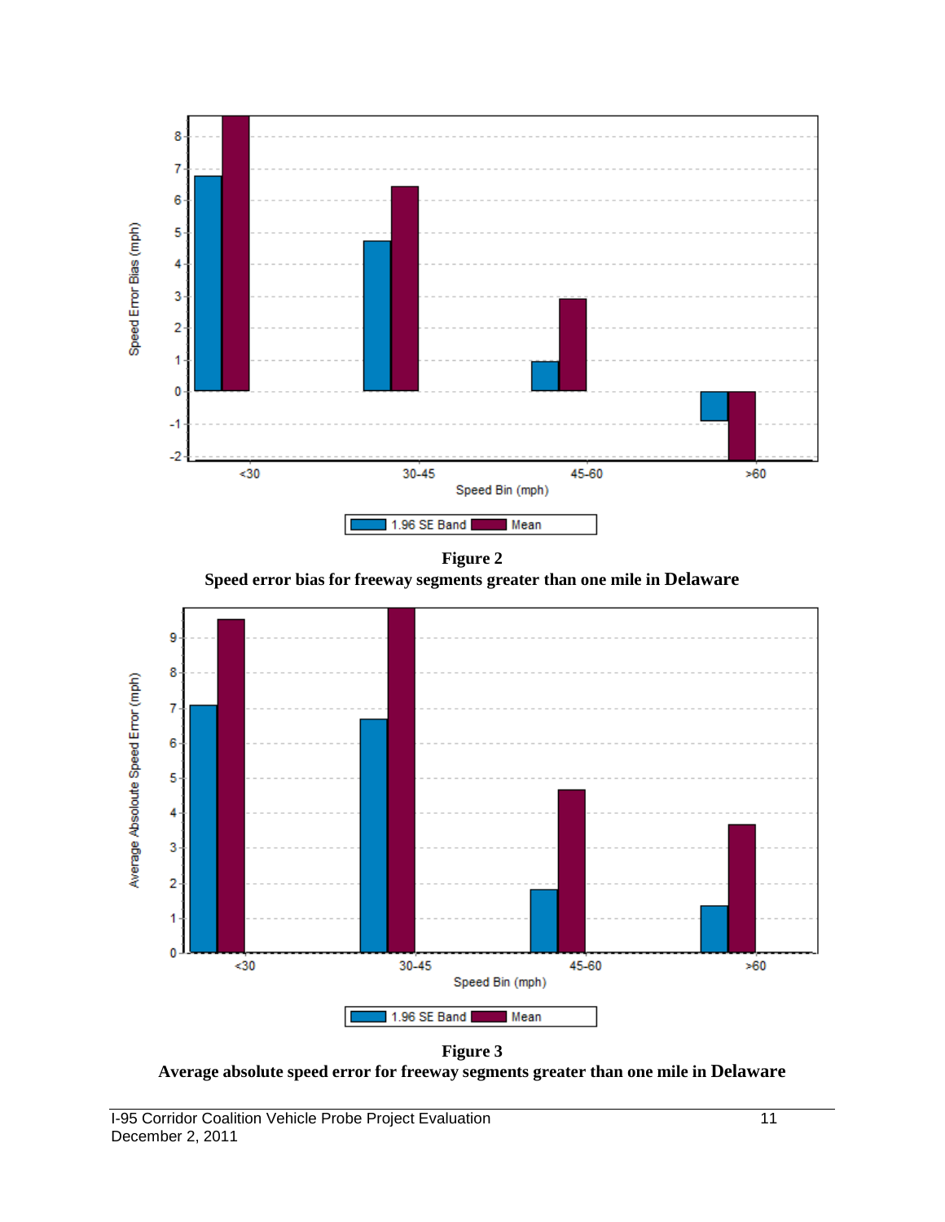Speed Error Bias (mph)

8
7
6
5
4
3
2
1
0
-1
-2

<30
30-45
45-60
>60

Speed Bin (mph)

1.96 SE Band
Mean

**Figure 2**
**Speed error bias for freeway segments greater than one mile in Delaware**

Average Absoloute Speed Error (mph)

9
8
7
6
5
4
3
2
1
0

<30
30-45
45-60
>60

Speed Bin (mph)

1.96 SE Band
Mean

**Figure 3**
**Average absolute speed error for freeway segments greater than one mile in Delaware**